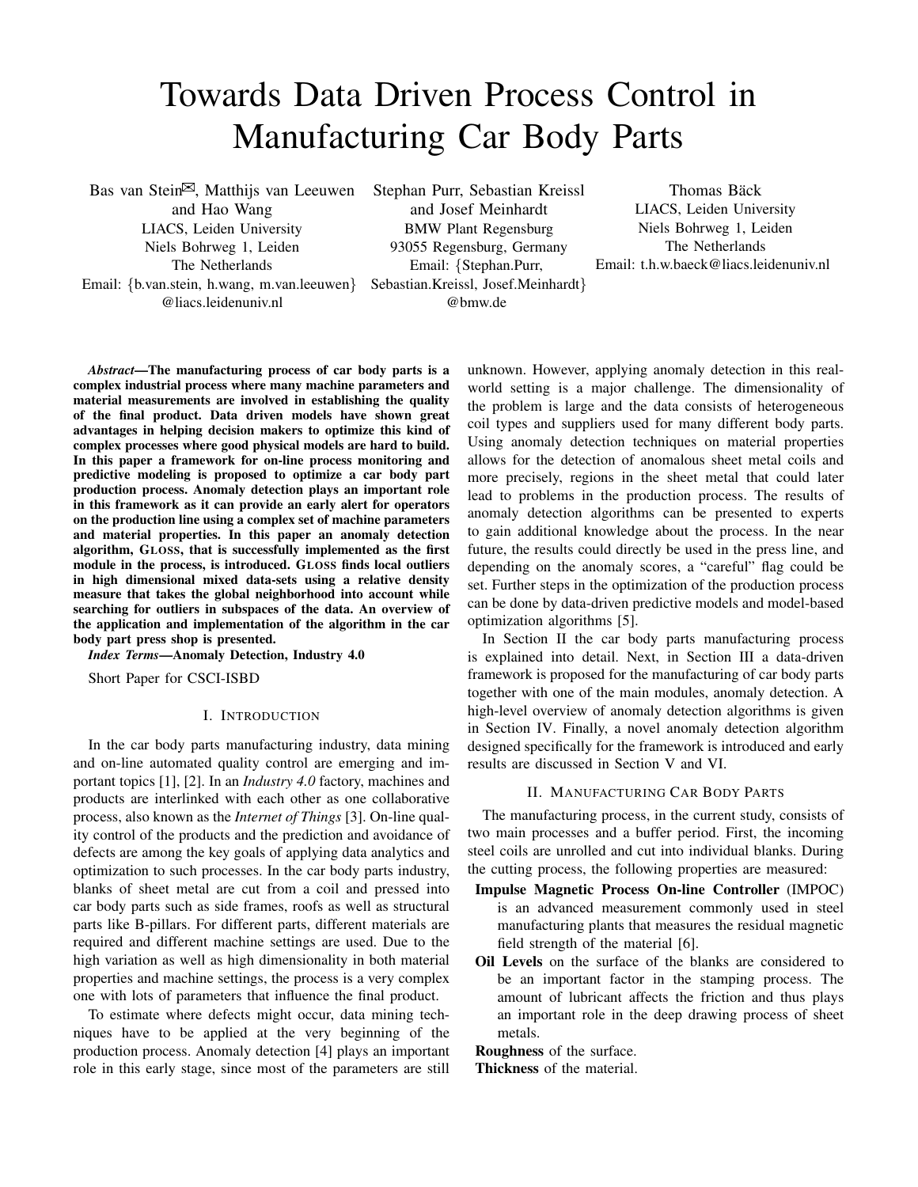# Towards Data Driven Process Control in Manufacturing Car Body Parts

Bas van Stein✉, Matthijs van Leeuwen and Hao Wang
LIACS, Leiden University
Niels Bohrweg 1, Leiden
The Netherlands
Email: {b.van.stein, h.wang, m.van.leeuwen}@liacs.leidenuniv.nl

Stephan Purr, Sebastian Kreissl and Josef Meinhardt
BMW Plant Regensburg
93055 Regensburg, Germany
Email: {Stephan.Purr, Sebastian.Kreissl, Josef.Meinhardt}@bmw.de

Thomas Bäck
LIACS, Leiden University
Niels Bohrweg 1, Leiden
The Netherlands
Email: t.h.w.baeck@liacs.leidenuniv.nl

***Abstract*—The manufacturing process of car body parts is a complex industrial process where many machine parameters and material measurements are involved in establishing the quality of the final product. Data driven models have shown great advantages in helping decision makers to optimize this kind of complex processes where good physical models are hard to build. In this paper a framework for on-line process monitoring and predictive modeling is proposed to optimize a car body part production process. Anomaly detection plays an important role in this framework as it can provide an early alert for operators on the production line using a complex set of machine parameters and material properties. In this paper an anomaly detection algorithm, GLOSS, that is successfully implemented as the first module in the process, is introduced. GLOSS finds local outliers in high dimensional mixed data-sets using a relative density measure that takes the global neighborhood into account while searching for outliers in subspaces of the data. An overview of the application and implementation of the algorithm in the car body part press shop is presented.**

***Index Terms*—Anomaly Detection, Industry 4.0**

Short Paper for CSCI-ISBD

## I. Introduction

In the car body parts manufacturing industry, data mining and on-line automated quality control are emerging and important topics [1], [2]. In an *Industry 4.0* factory, machines and products are interlinked with each other as one collaborative process, also known as the *Internet of Things* [3]. On-line quality control of the products and the prediction and avoidance of defects are among the key goals of applying data analytics and optimization to such processes. In the car body parts industry, blanks of sheet metal are cut from a coil and pressed into car body parts such as side frames, roofs as well as structural parts like B-pillars. For different parts, different materials are required and different machine settings are used. Due to the high variation as well as high dimensionality in both material properties and machine settings, the process is a very complex one with lots of parameters that influence the final product.

To estimate where defects might occur, data mining techniques have to be applied at the very beginning of the production process. Anomaly detection [4] plays an important role in this early stage, since most of the parameters are still unknown. However, applying anomaly detection in this real-world setting is a major challenge. The dimensionality of the problem is large and the data consists of heterogeneous coil types and suppliers used for many different body parts. Using anomaly detection techniques on material properties allows for the detection of anomalous sheet metal coils and more precisely, regions in the sheet metal that could later lead to problems in the production process. The results of anomaly detection algorithms can be presented to experts to gain additional knowledge about the process. In the near future, the results could directly be used in the press line, and depending on the anomaly scores, a "careful" flag could be set. Further steps in the optimization of the production process can be done by data-driven predictive models and model-based optimization algorithms [5].

In Section II the car body parts manufacturing process is explained into detail. Next, in Section III a data-driven framework is proposed for the manufacturing of car body parts together with one of the main modules, anomaly detection. A high-level overview of anomaly detection algorithms is given in Section IV. Finally, a novel anomaly detection algorithm designed specifically for the framework is introduced and early results are discussed in Section V and VI.

## II. Manufacturing Car Body Parts

The manufacturing process, in the current study, consists of two main processes and a buffer period. First, the incoming steel coils are unrolled and cut into individual blanks. During the cutting process, the following properties are measured:

- **Impulse Magnetic Process On-line Controller** (IMPOC) is an advanced measurement commonly used in steel manufacturing plants that measures the residual magnetic field strength of the material [6].
- **Oil Levels** on the surface of the blanks are considered to be an important factor in the stamping process. The amount of lubricant affects the friction and thus plays an important role in the deep drawing process of sheet metals.
- **Roughness** of the surface.
- **Thickness** of the material.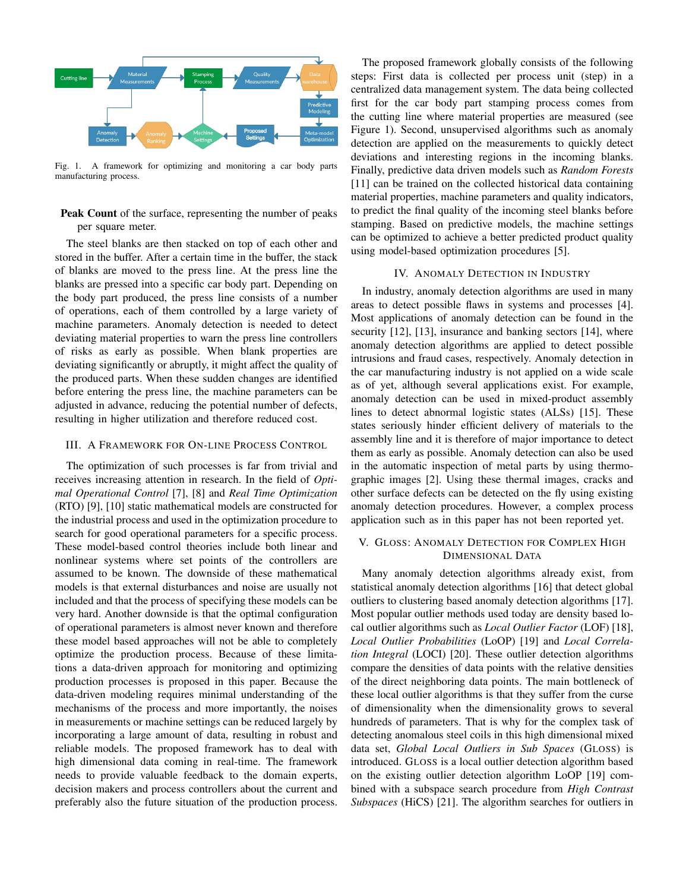Fig. 1. A framework for optimizing and monitoring a car body parts manufacturing process.

**Peak Count** of the surface, representing the number of peaks per square meter.

The steel blanks are then stacked on top of each other and stored in the buffer. After a certain time in the buffer, the stack of blanks are moved to the press line. At the press line the blanks are pressed into a specific car body part. Depending on the body part produced, the press line consists of a number of operations, each of them controlled by a large variety of machine parameters. Anomaly detection is needed to detect deviating material properties to warn the press line controllers of risks as early as possible. When blank properties are deviating significantly or abruptly, it might affect the quality of the produced parts. When these sudden changes are identified before entering the press line, the machine parameters can be adjusted in advance, reducing the potential number of defects, resulting in higher utilization and therefore reduced cost.

## III. A Framework for On-line Process Control

The optimization of such processes is far from trivial and receives increasing attention in research. In the field of *Optimal Operational Control* [7], [8] and *Real Time Optimization* (RTO) [9], [10] static mathematical models are constructed for the industrial process and used in the optimization procedure to search for good operational parameters for a specific process. These model-based control theories include both linear and nonlinear systems where set points of the controllers are assumed to be known. The downside of these mathematical models is that external disturbances and noise are usually not included and that the process of specifying these models can be very hard. Another downside is that the optimal configuration of operational parameters is almost never known and therefore these model based approaches will not be able to completely optimize the production process. Because of these limitations a data-driven approach for monitoring and optimizing production processes is proposed in this paper. Because the data-driven modeling requires minimal understanding of the mechanisms of the process and more importantly, the noises in measurements or machine settings can be reduced largely by incorporating a large amount of data, resulting in robust and reliable models. The proposed framework has to deal with high dimensional data coming in real-time. The framework needs to provide valuable feedback to the domain experts, decision makers and process controllers about the current and preferably also the future situation of the production process.

The proposed framework globally consists of the following steps: First data is collected per process unit (step) in a centralized data management system. The data being collected first for the car body part stamping process comes from the cutting line where material properties are measured (see Figure 1). Second, unsupervised algorithms such as anomaly detection are applied on the measurements to quickly detect deviations and interesting regions in the incoming blanks. Finally, predictive data driven models such as *Random Forests* [11] can be trained on the collected historical data containing material properties, machine parameters and quality indicators, to predict the final quality of the incoming steel blanks before stamping. Based on predictive models, the machine settings can be optimized to achieve a better predicted product quality using model-based optimization procedures [5].

## IV. Anomaly Detection in Industry

In industry, anomaly detection algorithms are used in many areas to detect possible flaws in systems and processes [4]. Most applications of anomaly detection can be found in the security [12], [13], insurance and banking sectors [14], where anomaly detection algorithms are applied to detect possible intrusions and fraud cases, respectively. Anomaly detection in the car manufacturing industry is not applied on a wide scale as of yet, although several applications exist. For example, anomaly detection can be used in mixed-product assembly lines to detect abnormal logistic states (ALSs) [15]. These states seriously hinder efficient delivery of materials to the assembly line and it is therefore of major importance to detect them as early as possible. Anomaly detection can also be used in the automatic inspection of metal parts by using thermographic images [2]. Using these thermal images, cracks and other surface defects can be detected on the fly using existing anomaly detection procedures. However, a complex process application such as in this paper has not been reported yet.

## V. Gloss: Anomaly Detection for Complex High Dimensional Data

Many anomaly detection algorithms already exist, from statistical anomaly detection algorithms [16] that detect global outliers to clustering based anomaly detection algorithms [17]. Most popular outlier methods used today are density based local outlier algorithms such as *Local Outlier Factor* (LOF) [18], *Local Outlier Probabilities* (LoOP) [19] and *Local Correlation Integral* (LOCI) [20]. These outlier detection algorithms compare the densities of data points with the relative densities of the direct neighboring data points. The main bottleneck of these local outlier algorithms is that they suffer from the curse of dimensionality when the dimensionality grows to several hundreds of parameters. That is why for the complex task of detecting anomalous steel coils in this high dimensional mixed data set, *Global Local Outliers in Sub Spaces* (GLOSS) is introduced. GLOSS is a local outlier detection algorithm based on the existing outlier detection algorithm LoOP [19] combined with a subspace search procedure from *High Contrast Subspaces* (HiCS) [21]. The algorithm searches for outliers in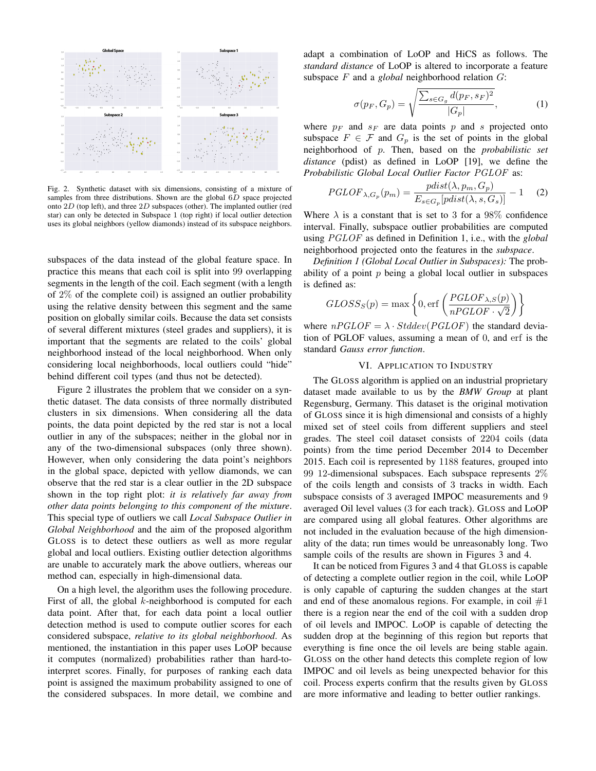Fig. 2. Synthetic dataset with six dimensions, consisting of a mixture of samples from three distributions. Shown are the global $6D$ space projected onto $2D$ (top left), and three $2D$ subspaces (other). The implanted outlier (red star) can only be detected in Subspace 1 (top right) if local outlier detection uses its global neighbors (yellow diamonds) instead of its subspace neighbors.

subspaces of the data instead of the global feature space. In practice this means that each coil is split into 99 overlapping segments in the length of the coil. Each segment (with a length of 2% of the complete coil) is assigned an outlier probability using the relative density between this segment and the same position on globally similar coils. Because the data set consists of several different mixtures (steel grades and suppliers), it is important that the segments are related to the coils' global neighborhood instead of the local neighborhood. When only considering local neighborhoods, local outliers could "hide" behind different coil types (and thus not be detected).

Figure 2 illustrates the problem that we consider on a synthetic dataset. The data consists of three normally distributed clusters in six dimensions. When considering all the data points, the data point depicted by the red star is not a local outlier in any of the subspaces; neither in the global nor in any of the two-dimensional subspaces (only three shown). However, when only considering the data point's neighbors in the global space, depicted with yellow diamonds, we can observe that the red star is a clear outlier in the 2D subspace shown in the top right plot: *it is relatively far away from other data points belonging to this component of the mixture*. This special type of outliers we call *Local Subspace Outlier in Global Neighborhood* and the aim of the proposed algorithm GLOSS is to detect these outliers as well as more regular global and local outliers. Existing outlier detection algorithms are unable to accurately mark the above outliers, whereas our method can, especially in high-dimensional data.

On a high level, the algorithm uses the following procedure. First of all, the global $k$-neighborhood is computed for each data point. After that, for each data point a local outlier detection method is used to compute outlier scores for each considered subspace, *relative to its global neighborhood*. As mentioned, the instantiation in this paper uses LoOP because it computes (normalized) probabilities rather than hard-to-interpret scores. Finally, for purposes of ranking each data point is assigned the maximum probability assigned to one of the considered subspaces. In more detail, we combine and adapt a combination of LoOP and HiCS as follows. The *standard distance* of LoOP is altered to incorporate a feature subspace $F$ and a *global* neighborhood relation $G$:

$$\sigma(p_F, G_p) = \sqrt{\frac{\sum_{s \in G_g} d(p_F, s_F)^2}{|G_p|}}, \tag{1}$$

where $p_F$ and $s_F$ are data points $p$ and $s$ projected onto subspace $F \in \mathcal{F}$ and $G_p$ is the set of points in the global neighborhood of $p$. Then, based on the *probabilistic set distance* (pdist) as defined in LoOP [19], we define the *Probabilistic Global Local Outlier Factor* $PGLOF$ as:

$$PGLOF_{\lambda, G_p}(p_m) = \frac{pdist(\lambda, p_m, G_p)}{E_{s \in G_p}[pdist(\lambda, s, G_s)]} - 1 \tag{2}$$

Where $\lambda$ is a constant that is set to 3 for a 98% confidence interval. Finally, subspace outlier probabilities are computed using $PGLOF$ as defined in Definition 1, i.e., with the *global* neighborhood projected onto the features in the *subspace*.

*Definition 1 (Global Local Outlier in Subspaces):* The probability of a point $p$ being a global local outlier in subspaces is defined as:

$$GLOSS_S(p) = \max\left\{0, \operatorname{erf}\left(\frac{PGLOF_{\lambda,S}(p)}{nPGLOF \cdot \sqrt{2}}\right)\right\}$$

where $nPGLOF = \lambda \cdot Stddev(PGLOF)$ the standard deviation of PGLOF values, assuming a mean of 0, and erf is the standard *Gauss error function*.

## VI. Application to Industry

The GLOSS algorithm is applied on an industrial proprietary dataset made available to us by the ***BMW Group*** at plant Regensburg, Germany. This dataset is the original motivation of GLOSS since it is high dimensional and consists of a highly mixed set of steel coils from different suppliers and steel grades. The steel coil dataset consists of 2204 coils (data points) from the time period December 2014 to December 2015. Each coil is represented by 1188 features, grouped into 99 12-dimensional subspaces. Each subspace represents 2% of the coils length and consists of 3 tracks in width. Each subspace consists of 3 averaged IMPOC measurements and 9 averaged Oil level values (3 for each track). GLOSS and LoOP are compared using all global features. Other algorithms are not included in the evaluation because of the high dimensionality of the data; run times would be unreasonably long. Two sample coils of the results are shown in Figures 3 and 4.

It can be noticed from Figures 3 and 4 that GLOSS is capable of detecting a complete outlier region in the coil, while LoOP is only capable of capturing the sudden changes at the start and end of these anomalous regions. For example, in coil #1 there is a region near the end of the coil with a sudden drop of oil levels and IMPOC. LoOP is capable of detecting the sudden drop at the beginning of this region but reports that everything is fine once the oil levels are being stable again. GLOSS on the other hand detects this complete region of low IMPOC and oil levels as being unexpected behavior for this coil. Process experts confirm that the results given by GLOSS are more informative and leading to better outlier rankings.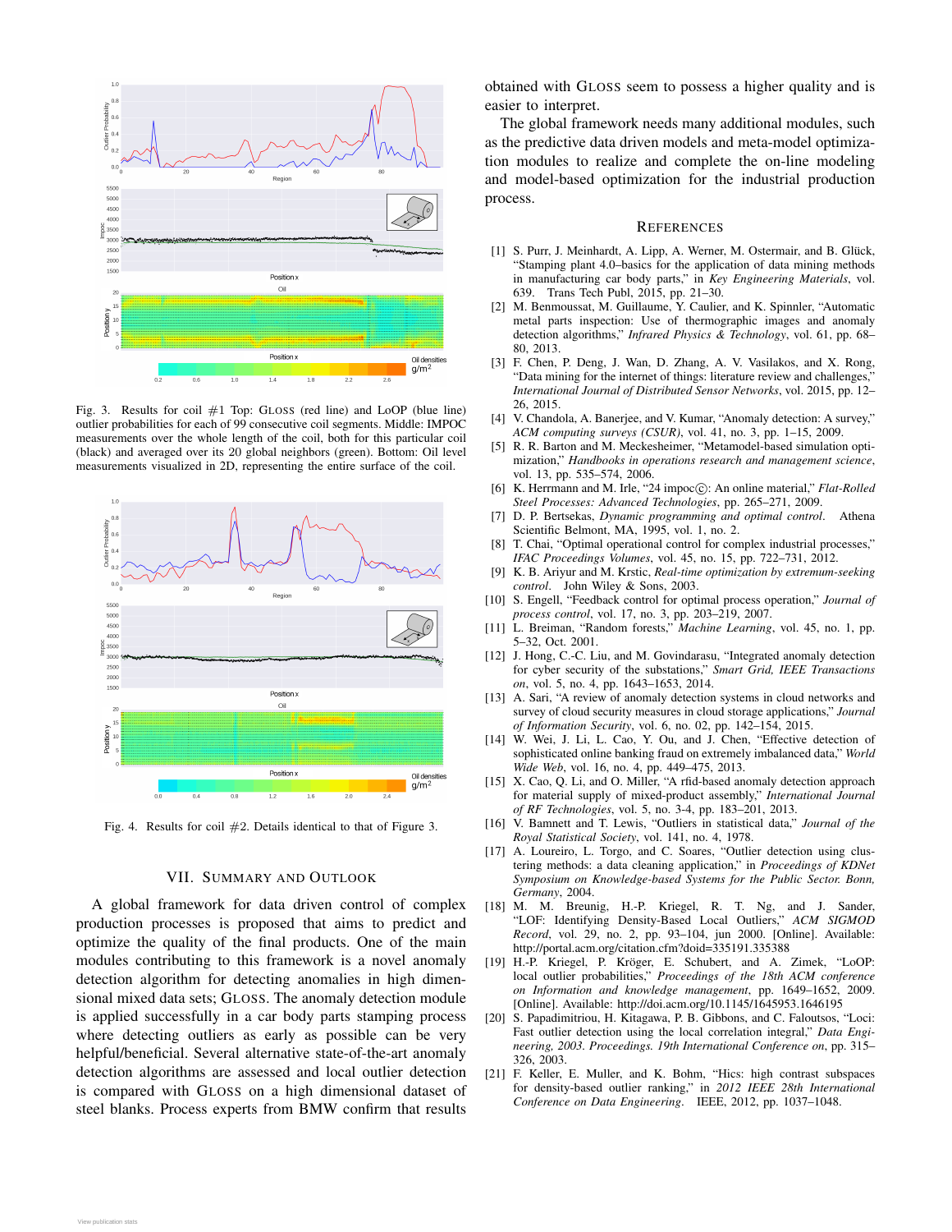1.0
0.8
0.6
0.4
0.2
0.0
Outlier Probability
0
20
40
60
80
Region

5500
5000
4500
4000
3500
3000
2500
2000
1500
Impoc
Position x

Oil
20
15
10
5
0
Position y
Position x
Oil densities
g/m$^2$
0.2
0.6
1.0
1.4
1.8
2.2
2.6

Fig. 3. Results for coil #1 Top: GLOSS (red line) and LoOP (blue line) outlier probabilities for each of 99 consecutive coil segments. Middle: IMPOC measurements over the whole length of the coil, both for this particular coil (black) and averaged over its 20 global neighbors (green). Bottom: Oil level measurements visualized in 2D, representing the entire surface of the coil.

1.0
0.8
0.6
0.4
0.2
0.0
Outlier Probability
0
20
40
60
80
Region

5500
5000
4500
4000
3500
3000
2500
2000
1500
Impoc
Position x

Oil
20
15
10
5
0
Position y
Position x
Oil densities
g/m$^2$
0.0
0.4
0.8
1.2
1.6
2.0
2.4

Fig. 4. Results for coil #2. Details identical to that of Figure 3.

## VII. Summary and Outlook

A global framework for data driven control of complex production processes is proposed that aims to predict and optimize the quality of the final products. One of the main modules contributing to this framework is a novel anomaly detection algorithm for detecting anomalies in high dimensional mixed data sets; GLOSS. The anomaly detection module is applied successfully in a car body parts stamping process where detecting outliers as early as possible can be very helpful/beneficial. Several alternative state-of-the-art anomaly detection algorithms are assessed and local outlier detection is compared with GLOSS on a high dimensional dataset of steel blanks. Process experts from BMW confirm that results obtained with GLOSS seem to possess a higher quality and is easier to interpret.

The global framework needs many additional modules, such as the predictive data driven models and meta-model optimization modules to realize and complete the on-line modeling and model-based optimization for the industrial production process.

## References

[1] S. Purr, J. Meinhardt, A. Lipp, A. Werner, M. Ostermair, and B. Glück, "Stamping plant 4.0–basics for the application of data mining methods in manufacturing car body parts," in *Key Engineering Materials*, vol. 639. Trans Tech Publ, 2015, pp. 21–30.

[2] M. Benmoussat, M. Guillaume, Y. Caulier, and K. Spinnler, "Automatic metal parts inspection: Use of thermographic images and anomaly detection algorithms," *Infrared Physics & Technology*, vol. 61, pp. 68–80, 2013.

[3] F. Chen, P. Deng, J. Wan, D. Zhang, A. V. Vasilakos, and X. Rong, "Data mining for the internet of things: literature review and challenges," *International Journal of Distributed Sensor Networks*, vol. 2015, pp. 12–26, 2015.

[4] V. Chandola, A. Banerjee, and V. Kumar, "Anomaly detection: A survey," *ACM computing surveys (CSUR)*, vol. 41, no. 3, pp. 1–15, 2009.

[5] R. R. Barton and M. Meckesheimer, "Metamodel-based simulation optimization," *Handbooks in operations research and management science*, vol. 13, pp. 535–574, 2006.

[6] K. Herrmann and M. Irle, "24 impoc©: An online material," *Flat-Rolled Steel Processes: Advanced Technologies*, pp. 265–271, 2009.

[7] D. P. Bertsekas, *Dynamic programming and optimal control*. Athena Scientific Belmont, MA, 1995, vol. 1, no. 2.

[8] T. Chai, "Optimal operational control for complex industrial processes," *IFAC Proceedings Volumes*, vol. 45, no. 15, pp. 722–731, 2012.

[9] K. B. Ariyur and M. Krstic, *Real-time optimization by extremum-seeking control*. John Wiley & Sons, 2003.

[10] S. Engell, "Feedback control for optimal process operation," *Journal of process control*, vol. 17, no. 3, pp. 203–219, 2007.

[11] L. Breiman, "Random forests," *Machine Learning*, vol. 45, no. 1, pp. 5–32, Oct. 2001.

[12] J. Hong, C.-C. Liu, and M. Govindarasu, "Integrated anomaly detection for cyber security of the substations," *Smart Grid, IEEE Transactions on*, vol. 5, no. 4, pp. 1643–1653, 2014.

[13] A. Sari, "A review of anomaly detection systems in cloud networks and survey of cloud security measures in cloud storage applications," *Journal of Information Security*, vol. 6, no. 02, pp. 142–154, 2015.

[14] W. Wei, J. Li, L. Cao, Y. Ou, and J. Chen, "Effective detection of sophisticated online banking fraud on extremely imbalanced data," *World Wide Web*, vol. 16, no. 4, pp. 449–475, 2013.

[15] X. Cao, Q. Li, and O. Miller, "A rfid-based anomaly detection approach for material supply of mixed-product assembly," *International Journal of RF Technologies*, vol. 5, no. 3-4, pp. 183–201, 2013.

[16] V. Bamnett and T. Lewis, "Outliers in statistical data," *Journal of the Royal Statistical Society*, vol. 141, no. 4, 1978.

[17] A. Loureiro, L. Torgo, and C. Soares, "Outlier detection using clustering methods: a data cleaning application," in *Proceedings of KDNet Symposium on Knowledge-based Systems for the Public Sector. Bonn, Germany*, 2004.

[18] M. M. Breunig, H.-P. Kriegel, R. T. Ng, and J. Sander, "LOF: Identifying Density-Based Local Outliers," *ACM SIGMOD Record*, vol. 29, no. 2, pp. 93–104, jun 2000. [Online]. Available: http://portal.acm.org/citation.cfm?doid=335191.335388

[19] H.-P. Kriegel, P. Kröger, E. Schubert, and A. Zimek, "LoOP: local outlier probabilities," *Proceedings of the 18th ACM conference on Information and knowledge management*, pp. 1649–1652, 2009. [Online]. Available: http://doi.acm.org/10.1145/1645953.1646195

[20] S. Papadimitriou, H. Kitagawa, P. B. Gibbons, and C. Faloutsos, "Loci: Fast outlier detection using the local correlation integral," *Data Engineering, 2003. Proceedings. 19th International Conference on*, pp. 315–326, 2003.

[21] F. Keller, E. Muller, and K. Bohm, "Hics: high contrast subspaces for density-based outlier ranking," in *2012 IEEE 28th International Conference on Data Engineering*. IEEE, 2012, pp. 1037–1048.